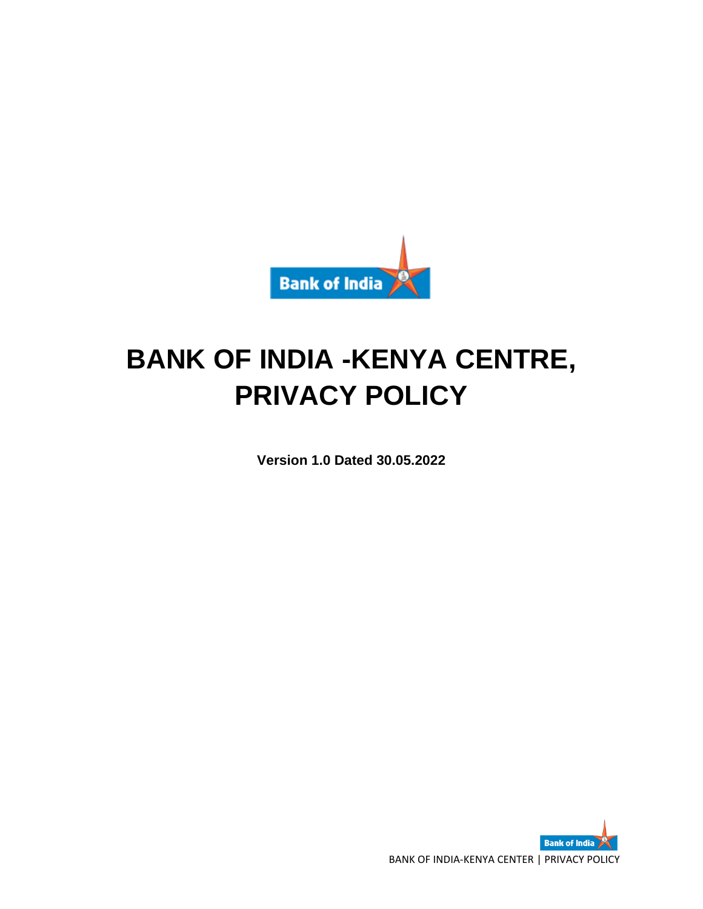# BANK OF INDIA -KENYA CENTRE, PRIVACY POLICY

**Version 1.0 Dated 30.05.2022**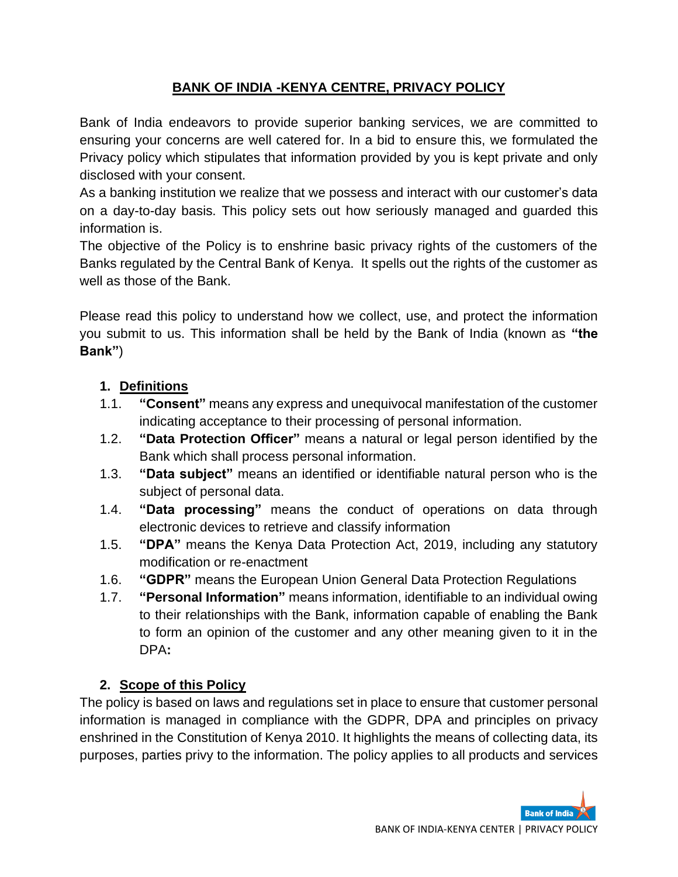## BANK OF INDIA -KENYA CENTRE, PRIVACY POLICY

Bank of India endeavors to provide superior banking services, we are committed to ensuring your concerns are well catered for. In a bid to ensure this, we formulated the Privacy policy which stipulates that information provided by you is kept private and only disclosed with your consent.

As a banking institution we realize that we possess and interact with our customer's data on a day-to-day basis. This policy sets out how seriously managed and guarded this information is.

The objective of the Policy is to enshrine basic privacy rights of the customers of the Banks regulated by the Central Bank of Kenya. It spells out the rights of the customer as well as those of the Bank.

Please read this policy to understand how we collect, use, and protect the information you submit to us. This information shall be held by the Bank of India (known as **"the Bank"**)

### 1. Definitions

1.1. **"Consent"** means any express and unequivocal manifestation of the customer indicating acceptance to their processing of personal information.

1.2. **"Data Protection Officer"** means a natural or legal person identified by the Bank which shall process personal information.

1.3. **"Data subject"** means an identified or identifiable natural person who is the subject of personal data.

1.4. **"Data processing"** means the conduct of operations on data through electronic devices to retrieve and classify information

1.5. **"DPA"** means the Kenya Data Protection Act, 2019, including any statutory modification or re-enactment

1.6. **"GDPR"** means the European Union General Data Protection Regulations

1.7. **"Personal Information"** means information, identifiable to an individual owing to their relationships with the Bank, information capable of enabling the Bank to form an opinion of the customer and any other meaning given to it in the DPA**:**

### 2. Scope of this Policy

The policy is based on laws and regulations set in place to ensure that customer personal information is managed in compliance with the GDPR, DPA and principles on privacy enshrined in the Constitution of Kenya 2010. It highlights the means of collecting data, its purposes, parties privy to the information. The policy applies to all products and services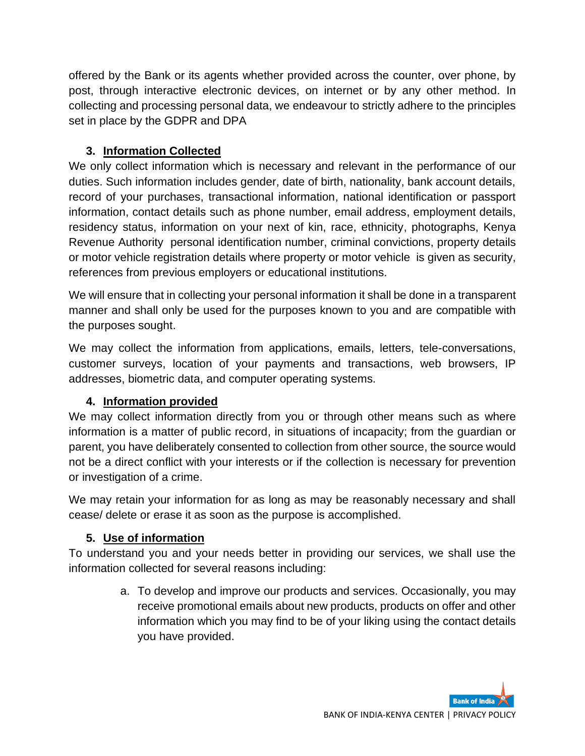offered by the Bank or its agents whether provided across the counter, over phone, by post, through interactive electronic devices, on internet or by any other method. In collecting and processing personal data, we endeavour to strictly adhere to the principles set in place by the GDPR and DPA

### 3. Information Collected

We only collect information which is necessary and relevant in the performance of our duties. Such information includes gender, date of birth, nationality, bank account details, record of your purchases, transactional information, national identification or passport information, contact details such as phone number, email address, employment details, residency status, information on your next of kin, race, ethnicity, photographs, Kenya Revenue Authority personal identification number, criminal convictions, property details or motor vehicle registration details where property or motor vehicle is given as security, references from previous employers or educational institutions.

We will ensure that in collecting your personal information it shall be done in a transparent manner and shall only be used for the purposes known to you and are compatible with the purposes sought.

We may collect the information from applications, emails, letters, tele-conversations, customer surveys, location of your payments and transactions, web browsers, IP addresses, biometric data, and computer operating systems.

### 4. Information provided

We may collect information directly from you or through other means such as where information is a matter of public record, in situations of incapacity; from the guardian or parent, you have deliberately consented to collection from other source, the source would not be a direct conflict with your interests or if the collection is necessary for prevention or investigation of a crime.

We may retain your information for as long as may be reasonably necessary and shall cease/ delete or erase it as soon as the purpose is accomplished.

### 5. Use of information

To understand you and your needs better in providing our services, we shall use the information collected for several reasons including:

a. To develop and improve our products and services. Occasionally, you may receive promotional emails about new products, products on offer and other information which you may find to be of your liking using the contact details you have provided.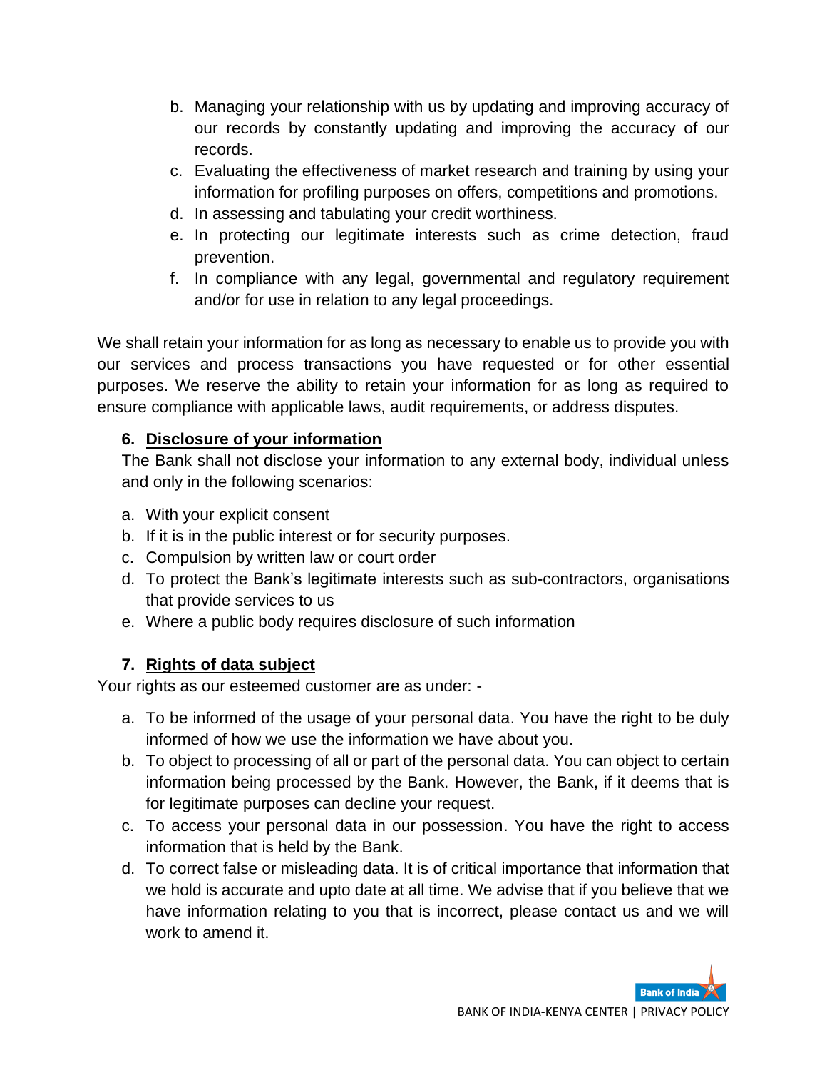b. Managing your relationship with us by updating and improving accuracy of our records by constantly updating and improving the accuracy of our records.
c. Evaluating the effectiveness of market research and training by using your information for profiling purposes on offers, competitions and promotions.
d. In assessing and tabulating your credit worthiness.
e. In protecting our legitimate interests such as crime detection, fraud prevention.
f. In compliance with any legal, governmental and regulatory requirement and/or for use in relation to any legal proceedings.

We shall retain your information for as long as necessary to enable us to provide you with our services and process transactions you have requested or for other essential purposes. We reserve the ability to retain your information for as long as required to ensure compliance with applicable laws, audit requirements, or address disputes.

## 6. Disclosure of your information

The Bank shall not disclose your information to any external body, individual unless and only in the following scenarios:

a. With your explicit consent
b. If it is in the public interest or for security purposes.
c. Compulsion by written law or court order
d. To protect the Bank's legitimate interests such as sub-contractors, organisations that provide services to us
e. Where a public body requires disclosure of such information

## 7. Rights of data subject

Your rights as our esteemed customer are as under: -

a. To be informed of the usage of your personal data. You have the right to be duly informed of how we use the information we have about you.
b. To object to processing of all or part of the personal data. You can object to certain information being processed by the Bank. However, the Bank, if it deems that is for legitimate purposes can decline your request.
c. To access your personal data in our possession. You have the right to access information that is held by the Bank.
d. To correct false or misleading data. It is of critical importance that information that we hold is accurate and upto date at all time. We advise that if you believe that we have information relating to you that is incorrect, please contact us and we will work to amend it.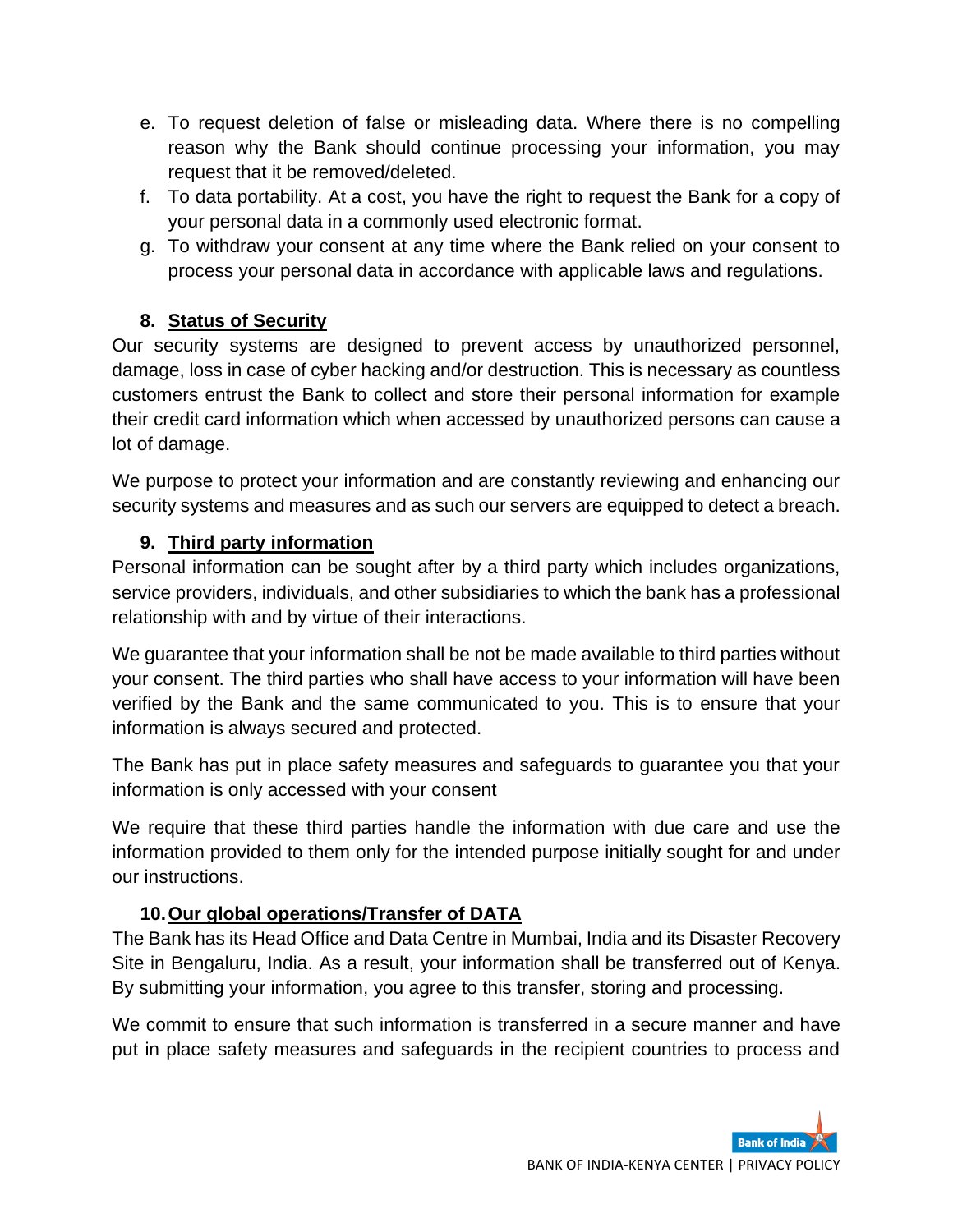e. To request deletion of false or misleading data. Where there is no compelling reason why the Bank should continue processing your information, you may request that it be removed/deleted.
f. To data portability. At a cost, you have the right to request the Bank for a copy of your personal data in a commonly used electronic format.
g. To withdraw your consent at any time where the Bank relied on your consent to process your personal data in accordance with applicable laws and regulations.

## 8. Status of Security

Our security systems are designed to prevent access by unauthorized personnel, damage, loss in case of cyber hacking and/or destruction. This is necessary as countless customers entrust the Bank to collect and store their personal information for example their credit card information which when accessed by unauthorized persons can cause a lot of damage.

We purpose to protect your information and are constantly reviewing and enhancing our security systems and measures and as such our servers are equipped to detect a breach.

## 9. Third party information

Personal information can be sought after by a third party which includes organizations, service providers, individuals, and other subsidiaries to which the bank has a professional relationship with and by virtue of their interactions.

We guarantee that your information shall be not be made available to third parties without your consent. The third parties who shall have access to your information will have been verified by the Bank and the same communicated to you. This is to ensure that your information is always secured and protected.

The Bank has put in place safety measures and safeguards to guarantee you that your information is only accessed with your consent

We require that these third parties handle the information with due care and use the information provided to them only for the intended purpose initially sought for and under our instructions.

## 10. Our global operations/Transfer of DATA

The Bank has its Head Office and Data Centre in Mumbai, India and its Disaster Recovery Site in Bengaluru, India. As a result, your information shall be transferred out of Kenya. By submitting your information, you agree to this transfer, storing and processing.

We commit to ensure that such information is transferred in a secure manner and have put in place safety measures and safeguards in the recipient countries to process and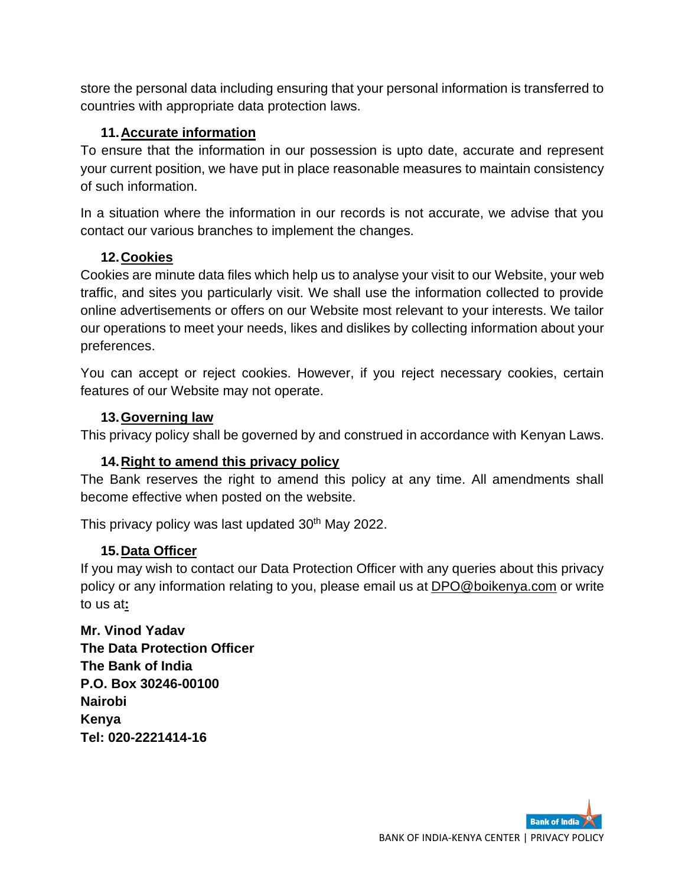store the personal data including ensuring that your personal information is transferred to countries with appropriate data protection laws.

### 11. Accurate information

To ensure that the information in our possession is upto date, accurate and represent your current position, we have put in place reasonable measures to maintain consistency of such information.

In a situation where the information in our records is not accurate, we advise that you contact our various branches to implement the changes.

### 12. Cookies

Cookies are minute data files which help us to analyse your visit to our Website, your web traffic, and sites you particularly visit. We shall use the information collected to provide online advertisements or offers on our Website most relevant to your interests. We tailor our operations to meet your needs, likes and dislikes by collecting information about your preferences.

You can accept or reject cookies. However, if you reject necessary cookies, certain features of our Website may not operate.

### 13. Governing law

This privacy policy shall be governed by and construed in accordance with Kenyan Laws.

### 14. Right to amend this privacy policy

The Bank reserves the right to amend this policy at any time. All amendments shall become effective when posted on the website.

This privacy policy was last updated 30th May 2022.

### 15. Data Officer

If you may wish to contact our Data Protection Officer with any queries about this privacy policy or any information relating to you, please email us at DPO@boikenya.com or write to us at:

**Mr. Vinod Yadav**
**The Data Protection Officer**
**The Bank of India**
**P.O. Box 30246-00100**
**Nairobi**
**Kenya**
**Tel: 020-2221414-16**